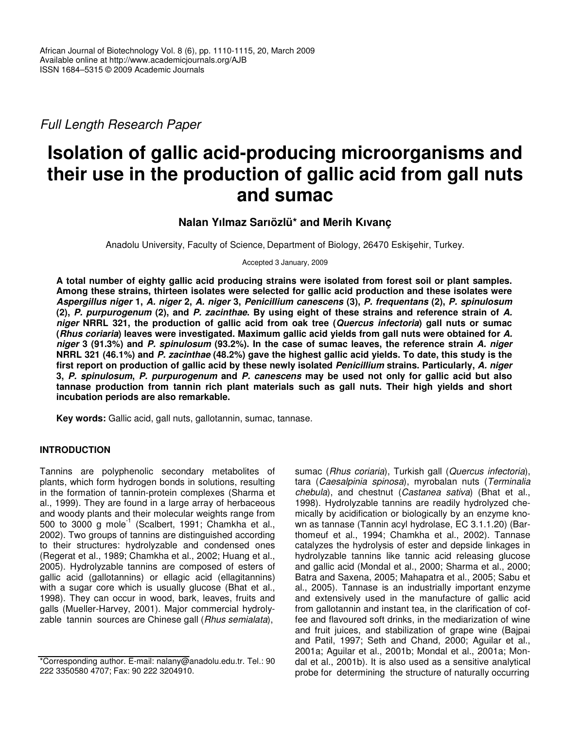*Full Length Research Paper*

# Isolation of gallic acid-producing microorganisms and their use in the production of gallic acid from gall nuts and sumac

**Nalan Yılmaz Sarıözlü* and Merih Kıvanç**

Anadolu University, Faculty of Science, Department of Biology, 26470 Eskişehir, Turkey.

Accepted 3 January, 2009

**A total number of eighty gallic acid producing strains were isolated from forest soil or plant samples. Among these strains, thirteen isolates were selected for gallic acid production and these isolates were *Aspergillus niger* 1, *A. niger* 2, *A. niger* 3, *Penicillium canescens* (3), *P. frequentans* (2), *P. spinulosum* (2), *P. purpurogenum* (2), and *P. zacinthae*. By using eight of these strains and reference strain of *A. niger* NRRL 321, the production of gallic acid from oak tree (*Quercus infectoria*) gall nuts or sumac (*Rhus coriaria*) leaves were investigated. Maximum gallic acid yields from gall nuts were obtained for *A. niger* 3 (91.3%) and *P. spinulosum* (93.2%). In the case of sumac leaves, the reference strain *A. niger* NRRL 321 (46.1%) and *P. zacinthae* (48.2%) gave the highest gallic acid yields. To date, this study is the first report on production of gallic acid by these newly isolated *Penicillium* strains. Particularly, *A. niger* 3, *P. spinulosum*, *P. purpurogenum* and *P. canescens* may be used not only for gallic acid but also tannase production from tannin rich plant materials such as gall nuts. Their high yields and short incubation periods are also remarkable.**

**Key words:** Gallic acid, gall nuts, gallotannin, sumac, tannase.

## INTRODUCTION

Tannins are polyphenolic secondary metabolites of plants, which form hydrogen bonds in solutions, resulting in the formation of tannin-protein complexes (Sharma et al., 1999). They are found in a large array of herbaceous and woody plants and their molecular weights range from 500 to 3000 g $mole^{-1}$ (Scalbert, 1991; Chamkha et al., 2002). Two groups of tannins are distinguished according to their structures: hydrolyzable and condensed ones (Regerat et al., 1989; Chamkha et al., 2002; Huang et al., 2005). Hydrolyzable tannins are composed of esters of gallic acid (gallotannins) or ellagic acid (ellagitannins) with a sugar core which is usually glucose (Bhat et al., 1998). They can occur in wood, bark, leaves, fruits and galls (Mueller-Harvey, 2001). Major commercial hydrolyzable tannin sources are Chinese gall (*Rhus semialata*), sumac (*Rhus coriaria*), Turkish gall (*Quercus infectoria*), tara (*Caesalpinia spinosa*), myrobalan nuts (*Terminalia chebula*), and chestnut (*Castanea sativa*) (Bhat et al., 1998). Hydrolyzable tannins are readily hydrolyzed chemically by acidification or biologically by an enzyme known as tannase (Tannin acyl hydrolase, EC 3.1.1.20) (Barthomeuf et al., 1994; Chamkha et al., 2002). Tannase catalyzes the hydrolysis of ester and depside linkages in hydrolyzable tannins like tannic acid releasing glucose and gallic acid (Mondal et al., 2000; Sharma et al., 2000; Batra and Saxena, 2005; Mahapatra et al., 2005; Sabu et al., 2005). Tannase is an industrially important enzyme and extensively used in the manufacture of gallic acid from gallotannin and instant tea, in the clarification of coffee and flavoured soft drinks, in the mediarization of wine and fruit juices, and stabilization of grape wine (Bajpai and Patil, 1997; Seth and Chand, 2000; Aguilar et al., 2001a; Aguilar et al., 2001b; Mondal et al., 2001a; Mondal et al., 2001b). It is also used as a sensitive analytical probe for determining the structure of naturally occurring

*Corresponding author. E-mail: nalany@anadolu.edu.tr. Tel.: 90 222 3350580 4707; Fax: 90 222 3204910.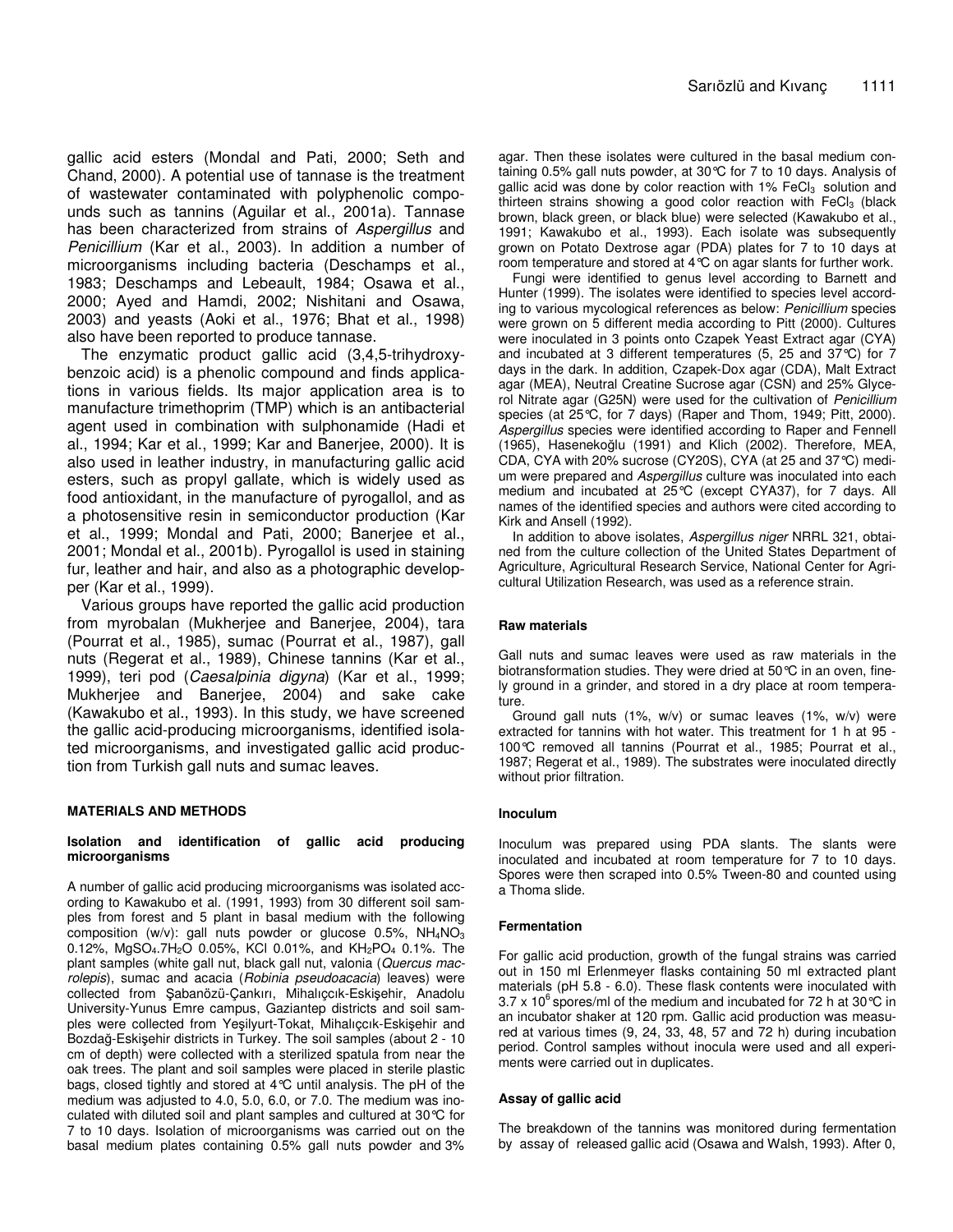gallic acid esters (Mondal and Pati, 2000; Seth and Chand, 2000). A potential use of tannase is the treatment of wastewater contaminated with polyphenolic compounds such as tannins (Aguilar et al., 2001a). Tannase has been characterized from strains of *Aspergillus* and *Penicillium* (Kar et al., 2003). In addition a number of microorganisms including bacteria (Deschamps et al., 1983; Deschamps and Lebeault, 1984; Osawa et al., 2000; Ayed and Hamdi, 2002; Nishitani and Osawa, 2003) and yeasts (Aoki et al., 1976; Bhat et al., 1998) also have been reported to produce tannase.

The enzymatic product gallic acid (3,4,5-trihydroxybenzoic acid) is a phenolic compound and finds applications in various fields. Its major application area is to manufacture trimethoprim (TMP) which is an antibacterial agent used in combination with sulphonamide (Hadi et al., 1994; Kar et al., 1999; Kar and Banerjee, 2000). It is also used in leather industry, in manufacturing gallic acid esters, such as propyl gallate, which is widely used as food antioxidant, in the manufacture of pyrogallol, and as a photosensitive resin in semiconductor production (Kar et al., 1999; Mondal and Pati, 2000; Banerjee et al., 2001; Mondal et al., 2001b). Pyrogallol is used in staining fur, leather and hair, and also as a photographic developper (Kar et al., 1999).

Various groups have reported the gallic acid production from myrobalan (Mukherjee and Banerjee, 2004), tara (Pourrat et al., 1985), sumac (Pourrat et al., 1987), gall nuts (Regerat et al., 1989), Chinese tannins (Kar et al., 1999), teri pod (*Caesalpinia digyna*) (Kar et al., 1999; Mukherjee and Banerjee, 2004) and sake cake (Kawakubo et al., 1993). In this study, we have screened the gallic acid-producing microorganisms, identified isolated microorganisms, and investigated gallic acid production from Turkish gall nuts and sumac leaves.

## MATERIALS AND METHODS

### Isolation and identification of gallic acid producing microorganisms

A number of gallic acid producing microorganisms was isolated according to Kawakubo et al. (1991, 1993) from 30 different soil samples from forest and 5 plant in basal medium with the following composition (w/v): gall nuts powder or glucose 0.5%, $NH_4NO_3$ 0.12%, $MgSO_4.7H_2O$ 0.05%, KCl 0.01%, and $KH_2PO_4$ 0.1%. The plant samples (white gall nut, black gall nut, valonia (*Quercus macrolepis*), sumac and acacia (*Robinia pseudoacacia*) leaves) were collected from Şabanözü-Çankırı, Mihalıççık-Eskişehir, Anadolu University-Yunus Emre campus, Gaziantep districts and soil samples were collected from Yeşilyurt-Tokat, Mihalıççık-Eskişehir and Bozdağ-Eskişehir districts in Turkey. The soil samples (about 2 - 10 cm of depth) were collected with a sterilized spatula from near the oak trees. The plant and soil samples were placed in sterile plastic bags, closed tightly and stored at 4°C until analysis. The pH of the medium was adjusted to 4.0, 5.0, 6.0, or 7.0. The medium was inoculated with diluted soil and plant samples and cultured at 30°C for 7 to 10 days. Isolation of microorganisms was carried out on the basal medium plates containing 0.5% gall nuts powder and 3% agar. Then these isolates were cultured in the basal medium containing 0.5% gall nuts powder, at 30°C for 7 to 10 days. Analysis of gallic acid was done by color reaction with 1% $FeCl_3$ solution and thirteen strains showing a good color reaction with $FeCl_3$ (black brown, black green, or black blue) were selected (Kawakubo et al., 1991; Kawakubo et al., 1993). Each isolate was subsequently grown on Potato Dextrose agar (PDA) plates for 7 to 10 days at room temperature and stored at 4°C on agar slants for further work.

Fungi were identified to genus level according to Barnett and Hunter (1999). The isolates were identified to species level according to various mycological references as below: *Penicillium* species were grown on 5 different media according to Pitt (2000). Cultures were inoculated in 3 points onto Czapek Yeast Extract agar (CYA) and incubated at 3 different temperatures (5, 25 and 37°C) for 7 days in the dark. In addition, Czapek-Dox agar (CDA), Malt Extract agar (MEA), Neutral Creatine Sucrose agar (CSN) and 25% Glycerol Nitrate agar (G25N) were used for the cultivation of *Penicillium* species (at 25°C, for 7 days) (Raper and Thom, 1949; Pitt, 2000). *Aspergillus* species were identified according to Raper and Fennell (1965), Hasenekoğlu (1991) and Klich (2002). Therefore, MEA, CDA, CYA with 20% sucrose (CY20S), CYA (at 25 and 37°C) medium were prepared and *Aspergillus* culture was inoculated into each medium and incubated at 25°C (except CYA37), for 7 days. All names of the identified species and authors were cited according to Kirk and Ansell (1992).

In addition to above isolates, *Aspergillus niger* NRRL 321, obtained from the culture collection of the United States Department of Agriculture, Agricultural Research Service, National Center for Agricultural Utilization Research, was used as a reference strain.

### Raw materials

Gall nuts and sumac leaves were used as raw materials in the biotransformation studies. They were dried at 50°C in an oven, finely ground in a grinder, and stored in a dry place at room temperature.

Ground gall nuts (1%, w/v) or sumac leaves (1%, w/v) were extracted for tannins with hot water. This treatment for 1 h at 95 - 100°C removed all tannins (Pourrat et al., 1985; Pourrat et al., 1987; Regerat et al., 1989). The substrates were inoculated directly without prior filtration.

### Inoculum

Inoculum was prepared using PDA slants. The slants were inoculated and incubated at room temperature for 7 to 10 days. Spores were then scraped into 0.5% Tween-80 and counted using a Thoma slide.

### Fermentation

For gallic acid production, growth of the fungal strains was carried out in 150 ml Erlenmeyer flasks containing 50 ml extracted plant materials (pH 5.8 - 6.0). These flask contents were inoculated with $3.7 \times 10^6$ spores/ml of the medium and incubated for 72 h at 30°C in an incubator shaker at 120 rpm. Gallic acid production was measured at various times (9, 24, 33, 48, 57 and 72 h) during incubation period. Control samples without inocula were used and all experiments were carried out in duplicates.

### Assay of gallic acid

The breakdown of the tannins was monitored during fermentation by assay of released gallic acid (Osawa and Walsh, 1993). After 0,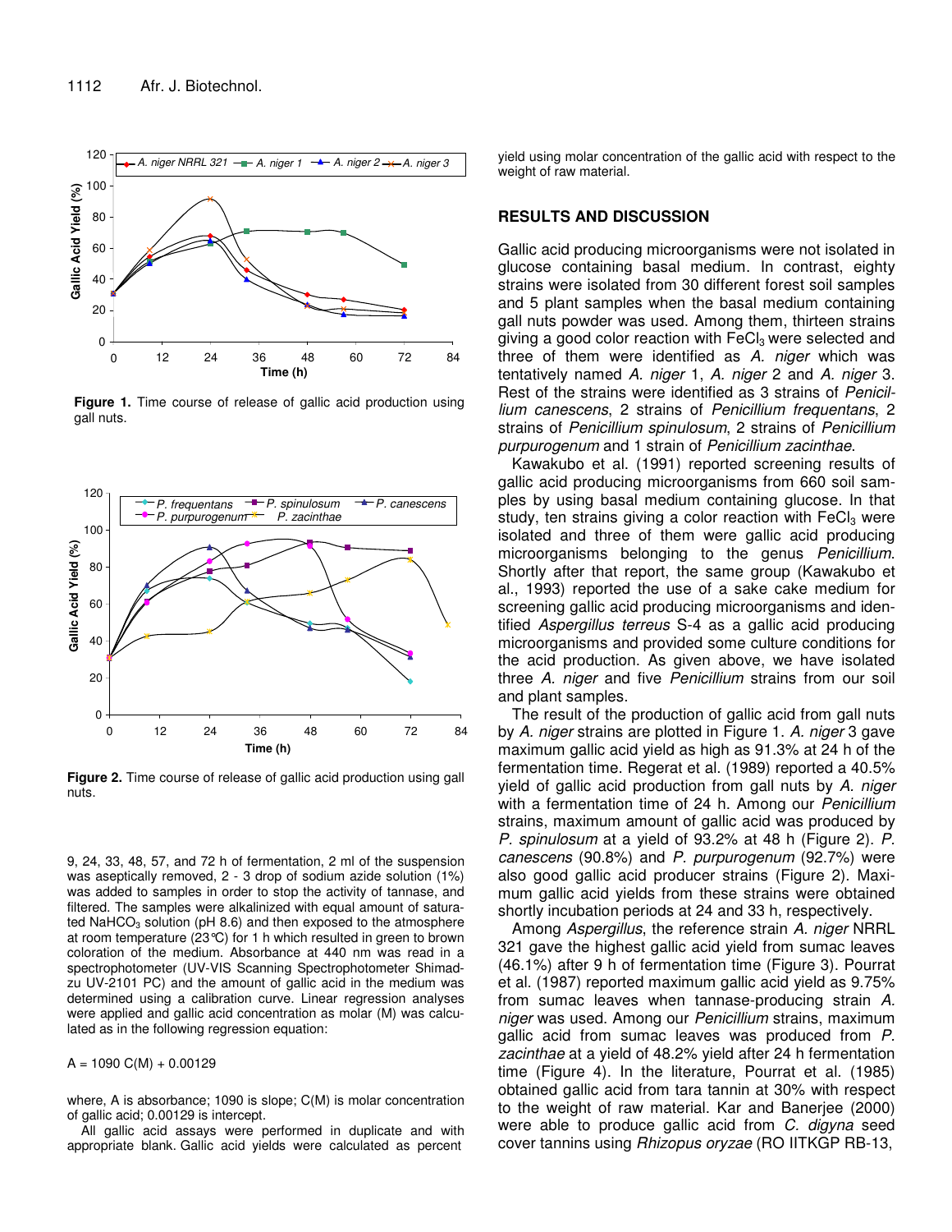Figure 1. Time course of release of gallic acid production using gall nuts.

Figure 2. Time course of release of gallic acid production using gall nuts.

9, 24, 33, 48, 57, and 72 h of fermentation, 2 ml of the suspension was aseptically removed, 2 - 3 drop of sodium azide solution (1%) was added to samples in order to stop the activity of tannase, and filtered. The samples were alkalinized with equal amount of saturated $NaHCO_3$ solution (pH 8.6) and then exposed to the atmosphere at room temperature (23°C) for 1 h which resulted in green to brown coloration of the medium. Absorbance at 440 nm was read in a spectrophotometer (UV-VIS Scanning Spectrophotometer Shimadzu UV-2101 PC) and the amount of gallic acid in the medium was determined using a calibration curve. Linear regression analyses were applied and gallic acid concentration as molar (M) was calculated as in the following regression equation:

$$A = 1090\ C(M) + 0.00129$$

where, A is absorbance; 1090 is slope; C(M) is molar concentration of gallic acid; 0.00129 is intercept.

All gallic acid assays were performed in duplicate and with appropriate blank. Gallic acid yields were calculated as percent yield using molar concentration of the gallic acid with respect to the weight of raw material.

## RESULTS AND DISCUSSION

Gallic acid producing microorganisms were not isolated in glucose containing basal medium. In contrast, eighty strains were isolated from 30 different forest soil samples and 5 plant samples when the basal medium containing gall nuts powder was used. Among them, thirteen strains giving a good color reaction with $FeCl_3$ were selected and three of them were identified as *A. niger* which was tentatively named *A. niger* 1, *A. niger* 2 and *A. niger* 3. Rest of the strains were identified as 3 strains of *Penicillium canescens*, 2 strains of *Penicillium frequentans*, 2 strains of *Penicillium spinulosum*, 2 strains of *Penicillium purpurogenum* and 1 strain of *Penicillium zacinthae*.

Kawakubo et al. (1991) reported screening results of gallic acid producing microorganisms from 660 soil samples by using basal medium containing glucose. In that study, ten strains giving a color reaction with $FeCl_3$ were isolated and three of them were gallic acid producing microorganisms belonging to the genus *Penicillium*. Shortly after that report, the same group (Kawakubo et al., 1993) reported the use of a sake cake medium for screening gallic acid producing microorganisms and identified *Aspergillus terreus* S-4 as a gallic acid producing microorganisms and provided some culture conditions for the acid production. As given above, we have isolated three *A. niger* and five *Penicillium* strains from our soil and plant samples.

The result of the production of gallic acid from gall nuts by *A. niger* strains are plotted in Figure 1. *A. niger* 3 gave maximum gallic acid yield as high as 91.3% at 24 h of the fermentation time. Regerat et al. (1989) reported a 40.5% yield of gallic acid production from gall nuts by *A. niger* with a fermentation time of 24 h. Among our *Penicillium* strains, maximum amount of gallic acid was produced by *P. spinulosum* at a yield of 93.2% at 48 h (Figure 2). *P. canescens* (90.8%) and *P. purpurogenum* (92.7%) were also good gallic acid producer strains (Figure 2). Maximum gallic acid yields from these strains were obtained shortly incubation periods at 24 and 33 h, respectively.

Among *Aspergillus*, the reference strain *A. niger* NRRL 321 gave the highest gallic acid yield from sumac leaves (46.1%) after 9 h of fermentation time (Figure 3). Pourrat et al. (1987) reported maximum gallic acid yield as 9.75% from sumac leaves when tannase-producing strain *A. niger* was used. Among our *Penicillium* strains, maximum gallic acid from sumac leaves was produced from *P. zacinthae* at a yield of 48.2% yield after 24 h fermentation time (Figure 4). In the literature, Pourrat et al. (1985) obtained gallic acid from tara tannin at 30% with respect to the weight of raw material. Kar and Banerjee (2000) were able to produce gallic acid from *C. digyna* seed cover tannins using *Rhizopus oryzae* (RO IITKGP RB-13,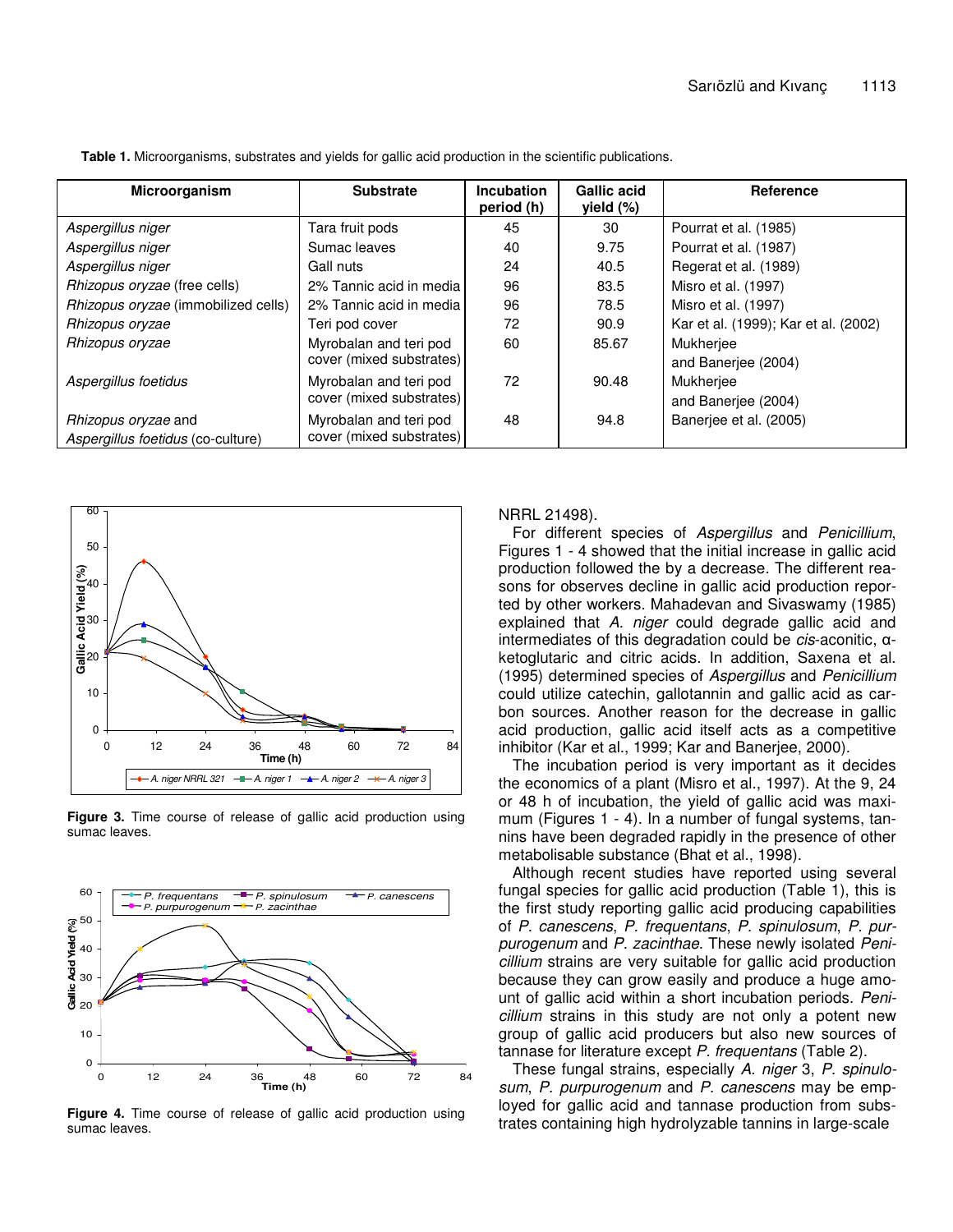**Table 1.** Microorganisms, substrates and yields for gallic acid production in the scientific publications.

| Microorganism | Substrate | Incubation period (h) | Gallic acid yield (%) | Reference |
|---|---|---|---|---|
| *Aspergillus niger* | Tara fruit pods | 45 | 30 | Pourrat et al. (1985) |
| *Aspergillus niger* | Sumac leaves | 40 | 9.75 | Pourrat et al. (1987) |
| *Aspergillus niger* | Gall nuts | 24 | 40.5 | Regerat et al. (1989) |
| *Rhizopus oryzae* (free cells) | 2% Tannic acid in media | 96 | 83.5 | Misro et al. (1997) |
| *Rhizopus oryzae* (immobilized cells) | 2% Tannic acid in media | 96 | 78.5 | Misro et al. (1997) |
| *Rhizopus oryzae* | Teri pod cover | 72 | 90.9 | Kar et al. (1999); Kar et al. (2002) |
| *Rhizopus oryzae* | Myrobalan and teri pod cover (mixed substrates) | 60 | 85.67 | Mukherjee and Banerjee (2004) |
| *Aspergillus foetidus* | Myrobalan and teri pod cover (mixed substrates) | 72 | 90.48 | Mukherjee and Banerjee (2004) |
| *Rhizopus oryzae* and *Aspergillus foetidus* (co-culture) | Myrobalan and teri pod cover (mixed substrates) | 48 | 94.8 | Banerjee et al. (2005) |

**Figure 3.** Time course of release of gallic acid production using sumac leaves.

**Figure 4.** Time course of release of gallic acid production using sumac leaves.

NRRL 21498).

For different species of *Aspergillus* and *Penicillium*, Figures 1 - 4 showed that the initial increase in gallic acid production followed the by a decrease. The different reasons for observes decline in gallic acid production reported by other workers. Mahadevan and Sivaswamy (1985) explained that *A. niger* could degrade gallic acid and intermediates of this degradation could be *cis*-aconitic, α-ketoglutaric and citric acids. In addition, Saxena et al. (1995) determined species of *Aspergillus* and *Penicillium* could utilize catechin, gallotannin and gallic acid as carbon sources. Another reason for the decrease in gallic acid production, gallic acid itself acts as a competitive inhibitor (Kar et al., 1999; Kar and Banerjee, 2000).

The incubation period is very important as it decides the economics of a plant (Misro et al., 1997). At the 9, 24 or 48 h of incubation, the yield of gallic acid was maximum (Figures 1 - 4). In a number of fungal systems, tannins have been degraded rapidly in the presence of other metabolisable substance (Bhat et al., 1998).

Although recent studies have reported using several fungal species for gallic acid production (Table 1), this is the first study reporting gallic acid producing capabilities of *P. canescens*, *P. spinulosum*, *P. frequentans*, *P. purpurogenum* and *P. zacinthae*. These newly isolated *Penicillium* strains are very suitable for gallic acid production because they can grow easily and produce a huge amount of gallic acid within a short incubation periods. *Penicillium* strains in this study are not only a potent new group of gallic acid producers but also new sources of tannase for literature except *P. frequentans* (Table 2).

These fungal strains, especially *A. niger* 3, *P. spinulosum*, *P. purpurogenum* and *P. canescens* may be employed for gallic acid and tannase production from substrates containing high hydrolyzable tannins in large-scale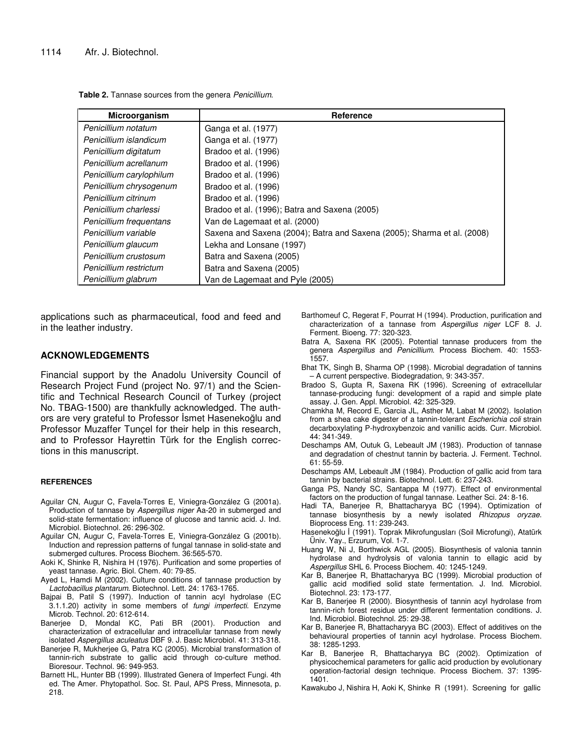**Table 2.** Tannase sources from the genera *Penicillium*.

| Microorganism | Reference |
|---|---|
| *Penicillium notatum* | Ganga et al. (1977) |
| *Penicillium islandicum* | Ganga et al. (1977) |
| *Penicillium digitatum* | Bradoo et al. (1996) |
| *Penicillium acrellanum* | Bradoo et al. (1996) |
| *Penicillium carylophilum* | Bradoo et al. (1996) |
| *Penicillium chrysogenum* | Bradoo et al. (1996) |
| *Penicillium citrinum* | Bradoo et al. (1996) |
| *Penicillium charlessi* | Bradoo et al. (1996); Batra and Saxena (2005) |
| *Penicillium frequentans* | Van de Lagemaat et al. (2000) |
| *Penicillium variable* | Saxena and Saxena (2004); Batra and Saxena (2005); Sharma et al. (2008) |
| *Penicillium glaucum* | Lekha and Lonsane (1997) |
| *Penicillium crustosum* | Batra and Saxena (2005) |
| *Penicillium restrictum* | Batra and Saxena (2005) |
| *Penicillium glabrum* | Van de Lagemaat and Pyle (2005) |

applications such as pharmaceutical, food and feed and in the leather industry.

## ACKNOWLEDGEMENTS

Financial support by the Anadolu University Council of Research Project Fund (project No. 97/1) and the Scientific and Technical Research Council of Turkey (project No. TBAG-1500) are thankfully acknowledged. The authors are very grateful to Professor İsmet Hasenekoğlu and Professor Muzaffer Tunçel for their help in this research, and to Professor Hayrettin Türk for the English corrections in this manuscript.

## REFERENCES

Aguilar CN, Augur C, Favela-Torres E, Viniegra-González G (2001a). Production of tannase by *Aspergillus niger* Aa-20 in submerged and solid-state fermentation: influence of glucose and tannic acid. J. Ind. Microbiol. Biotechnol. 26: 296-302.

Aguilar CN, Augur C, Favela-Torres E, Viniegra-González G (2001b). Induction and repression patterns of fungal tannase in solid-state and submerged cultures. Process Biochem. 36:565-570.

Aoki K, Shinke R, Nishira H (1976). Purification and some properties of yeast tannase. Agric. Biol. Chem. 40: 79-85.

Ayed L, Hamdi M (2002). Culture conditions of tannase production by *Lactobacillus plantarum*. Biotechnol. Lett. 24: 1763-1765.

Bajpai B, Patil S (1997). Induction of tannin acyl hydrolase (EC 3.1.1.20) activity in some members of *fungi imperfecti*. Enzyme Microb. Technol. 20: 612-614.

Banerjee D, Mondal KC, Pati BR (2001). Production and characterization of extracellular and intracellular tannase from newly isolated *Aspergillus aculeatus* DBF 9. J. Basic Microbiol. 41: 313-318.

Banerjee R, Mukherjee G, Patra KC (2005). Microbial transformation of tannin-rich substrate to gallic acid through co-culture method. Bioresour. Technol. 96: 949-953.

Barnett HL, Hunter BB (1999). Illustrated Genera of Imperfect Fungi. 4th ed. The Amer. Phytopathol. Soc. St. Paul, APS Press, Minnesota, p. 218.

Barthomeuf C, Regerat F, Pourrat H (1994). Production, purification and characterization of a tannase from *Aspergillus niger* LCF 8. J. Ferment. Bioeng. 77: 320-323.

Batra A, Saxena RK (2005). Potential tannase producers from the genera *Aspergillus* and *Penicillium*. Process Biochem. 40: 1553-1557.

Bhat TK, Singh B, Sharma OP (1998). Microbial degradation of tannins – A current perspective. Biodegradation, 9: 343-357.

Bradoo S, Gupta R, Saxena RK (1996). Screening of extracellular tannase-producing fungi: development of a rapid and simple plate assay. J. Gen. Appl. Microbiol. 42: 325-329.

Chamkha M, Record E, Garcia JL, Asther M, Labat M (2002). Isolation from a shea cake digester of a tannin-tolerant *Escherichia coli* strain decarboxylating P-hydroxybenzoic and vanillic acids. Curr. Microbiol. 44: 341-349.

Deschamps AM, Outuk G, Lebeault JM (1983). Production of tannase and degradation of chestnut tannin by bacteria. J. Ferment. Technol. 61: 55-59.

Deschamps AM, Lebeault JM (1984). Production of gallic acid from tara tannin by bacterial strains. Biotechnol. Lett. 6: 237-243.

Ganga PS, Nandy SC, Santappa M (1977). Effect of environmental factors on the production of fungal tannase. Leather Sci. 24: 8-16.

Hadi TA, Banerjee R, Bhattacharyya BC (1994). Optimization of tannase biosynthesis by a newly isolated *Rhizopus oryzae*. Bioprocess Eng. 11: 239-243.

Hasenekoğlu İ (1991). Toprak Mikrofungusları (Soil Microfungi), Atatürk Üniv. Yay., Erzurum, Vol. 1-7.

Huang W, Ni J, Borthwick AGL (2005). Biosynthesis of valonia tannin hydrolase and hydrolysis of valonia tannin to ellagic acid by *Aspergillus* SHL 6. Process Biochem. 40: 1245-1249.

Kar B, Banerjee R, Bhattacharyya BC (1999). Microbial production of gallic acid modified solid state fermentation. J. Ind. Microbiol. Biotechnol. 23: 173-177.

Kar B, Banerjee R (2000). Biosynthesis of tannin acyl hydrolase from tannin-rich forest residue under different fermentation conditions. J. Ind. Microbiol. Biotechnol. 25: 29-38.

Kar B, Banerjee R, Bhattacharyya BC (2003). Effect of additives on the behavioural properties of tannin acyl hydrolase. Process Biochem. 38: 1285-1293.

Kar B, Banerjee R, Bhattacharyya BC (2002). Optimization of physicochemical parameters for gallic acid production by evolutionary operation-factorial design technique. Process Biochem. 37: 1395-1401.

Kawakubo J, Nishira H, Aoki K, Shinke R (1991). Screening for gallic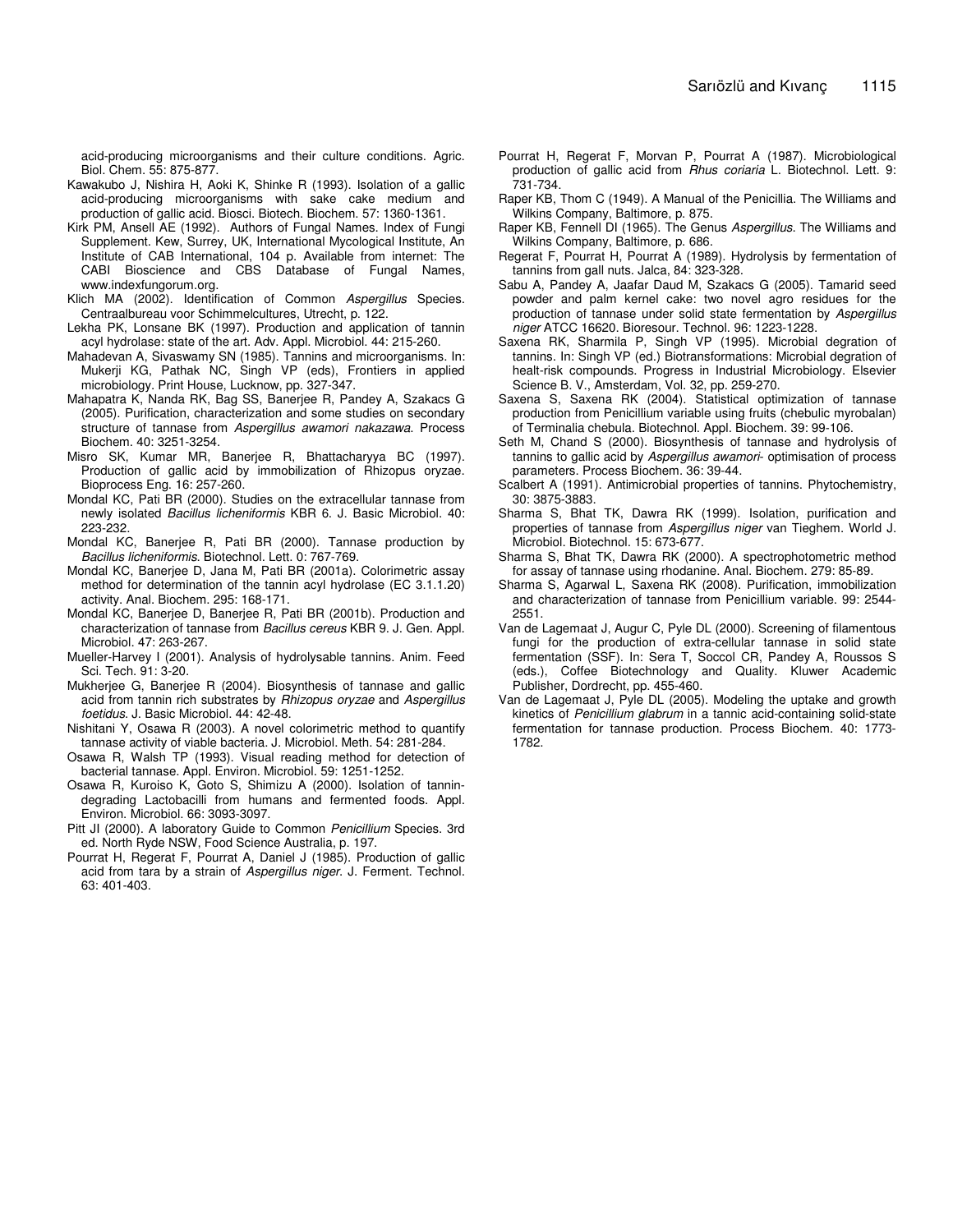acid-producing microorganisms and their culture conditions. Agric. Biol. Chem. 55: 875-877.

Kawakubo J, Nishira H, Aoki K, Shinke R (1993). Isolation of a gallic acid-producing microorganisms with sake cake medium and production of gallic acid. Biosci. Biotech. Biochem. 57: 1360-1361.

Kirk PM, Ansell AE (1992). Authors of Fungal Names. Index of Fungi Supplement. Kew, Surrey, UK, International Mycological Institute, An Institute of CAB International, 104 p. Available from internet: The CABI Bioscience and CBS Database of Fungal Names, www.indexfungorum.org.

Klich MA (2002). Identification of Common *Aspergillus* Species. Centraalbureau voor Schimmelcultures, Utrecht, p. 122.

Lekha PK, Lonsane BK (1997). Production and application of tannin acyl hydrolase: state of the art. Adv. Appl. Microbiol. 44: 215-260.

Mahadevan A, Sivaswamy SN (1985). Tannins and microorganisms. In: Mukerji KG, Pathak NC, Singh VP (eds), Frontiers in applied microbiology. Print House, Lucknow, pp. 327-347.

Mahapatra K, Nanda RK, Bag SS, Banerjee R, Pandey A, Szakacs G (2005). Purification, characterization and some studies on secondary structure of tannase from *Aspergillus awamori nakazawa*. Process Biochem. 40: 3251-3254.

Misro SK, Kumar MR, Banerjee R, Bhattacharyya BC (1997). Production of gallic acid by immobilization of Rhizopus oryzae. Bioprocess Eng. 16: 257-260.

Mondal KC, Pati BR (2000). Studies on the extracellular tannase from newly isolated *Bacillus licheniformis* KBR 6. J. Basic Microbiol. 40: 223-232.

Mondal KC, Banerjee R, Pati BR (2000). Tannase production by *Bacillus licheniformis*. Biotechnol. Lett. 0: 767-769.

Mondal KC, Banerjee D, Jana M, Pati BR (2001a). Colorimetric assay method for determination of the tannin acyl hydrolase (EC 3.1.1.20) activity. Anal. Biochem. 295: 168-171.

Mondal KC, Banerjee D, Banerjee R, Pati BR (2001b). Production and characterization of tannase from *Bacillus cereus* KBR 9. J. Gen. Appl. Microbiol. 47: 263-267.

Mueller-Harvey I (2001). Analysis of hydrolysable tannins. Anim. Feed Sci. Tech. 91: 3-20.

Mukherjee G, Banerjee R (2004). Biosynthesis of tannase and gallic acid from tannin rich substrates by *Rhizopus oryzae* and *Aspergillus foetidus*. J. Basic Microbiol. 44: 42-48.

Nishitani Y, Osawa R (2003). A novel colorimetric method to quantify tannase activity of viable bacteria. J. Microbiol. Meth. 54: 281-284.

Osawa R, Walsh TP (1993). Visual reading method for detection of bacterial tannase. Appl. Environ. Microbiol. 59: 1251-1252.

Osawa R, Kuroiso K, Goto S, Shimizu A (2000). Isolation of tannin-degrading Lactobacilli from humans and fermented foods. Appl. Environ. Microbiol. 66: 3093-3097.

Pitt JI (2000). A laboratory Guide to Common *Penicillium* Species. 3rd ed. North Ryde NSW, Food Science Australia, p. 197.

Pourrat H, Regerat F, Pourrat A, Daniel J (1985). Production of gallic acid from tara by a strain of *Aspergillus niger*. J. Ferment. Technol. 63: 401-403.

Pourrat H, Regerat F, Morvan P, Pourrat A (1987). Microbiological production of gallic acid from *Rhus coriaria* L. Biotechnol. Lett. 9: 731-734.

Raper KB, Thom C (1949). A Manual of the Penicillia. The Williams and Wilkins Company, Baltimore, p. 875.

Raper KB, Fennell DI (1965). The Genus *Aspergillus*. The Williams and Wilkins Company, Baltimore, p. 686.

Regerat F, Pourrat H, Pourrat A (1989). Hydrolysis by fermentation of tannins from gall nuts. Jalca, 84: 323-328.

Sabu A, Pandey A, Jaafar Daud M, Szakacs G (2005). Tamarid seed powder and palm kernel cake: two novel agro residues for the production of tannase under solid state fermentation by *Aspergillus niger* ATCC 16620. Bioresour. Technol. 96: 1223-1228.

Saxena RK, Sharmila P, Singh VP (1995). Microbial degration of tannins. In: Singh VP (ed.) Biotransformations: Microbial degration of healt-risk compounds. Progress in Industrial Microbiology. Elsevier Science B. V., Amsterdam, Vol. 32, pp. 259-270.

Saxena S, Saxena RK (2004). Statistical optimization of tannase production from Penicillium variable using fruits (chebulic myrobalan) of Terminalia chebula. Biotechnol. Appl. Biochem. 39: 99-106.

Seth M, Chand S (2000). Biosynthesis of tannase and hydrolysis of tannins to gallic acid by *Aspergillus awamori*- optimisation of process parameters. Process Biochem. 36: 39-44.

Scalbert A (1991). Antimicrobial properties of tannins. Phytochemistry, 30: 3875-3883.

Sharma S, Bhat TK, Dawra RK (1999). Isolation, purification and properties of tannase from *Aspergillus niger* van Tieghem. World J. Microbiol. Biotechnol. 15: 673-677.

Sharma S, Bhat TK, Dawra RK (2000). A spectrophotometric method for assay of tannase using rhodanine. Anal. Biochem. 279: 85-89.

Sharma S, Agarwal L, Saxena RK (2008). Purification, immobilization and characterization of tannase from Penicillium variable. 99: 2544-2551.

Van de Lagemaat J, Augur C, Pyle DL (2000). Screening of filamentous fungi for the production of extra-cellular tannase in solid state fermentation (SSF). In: Sera T, Soccol CR, Pandey A, Roussos S (eds.), Coffee Biotechnology and Quality. Kluwer Academic Publisher, Dordrecht, pp. 455-460.

Van de Lagemaat J, Pyle DL (2005). Modeling the uptake and growth kinetics of *Penicillium glabrum* in a tannic acid-containing solid-state fermentation for tannase production. Process Biochem. 40: 1773-1782.